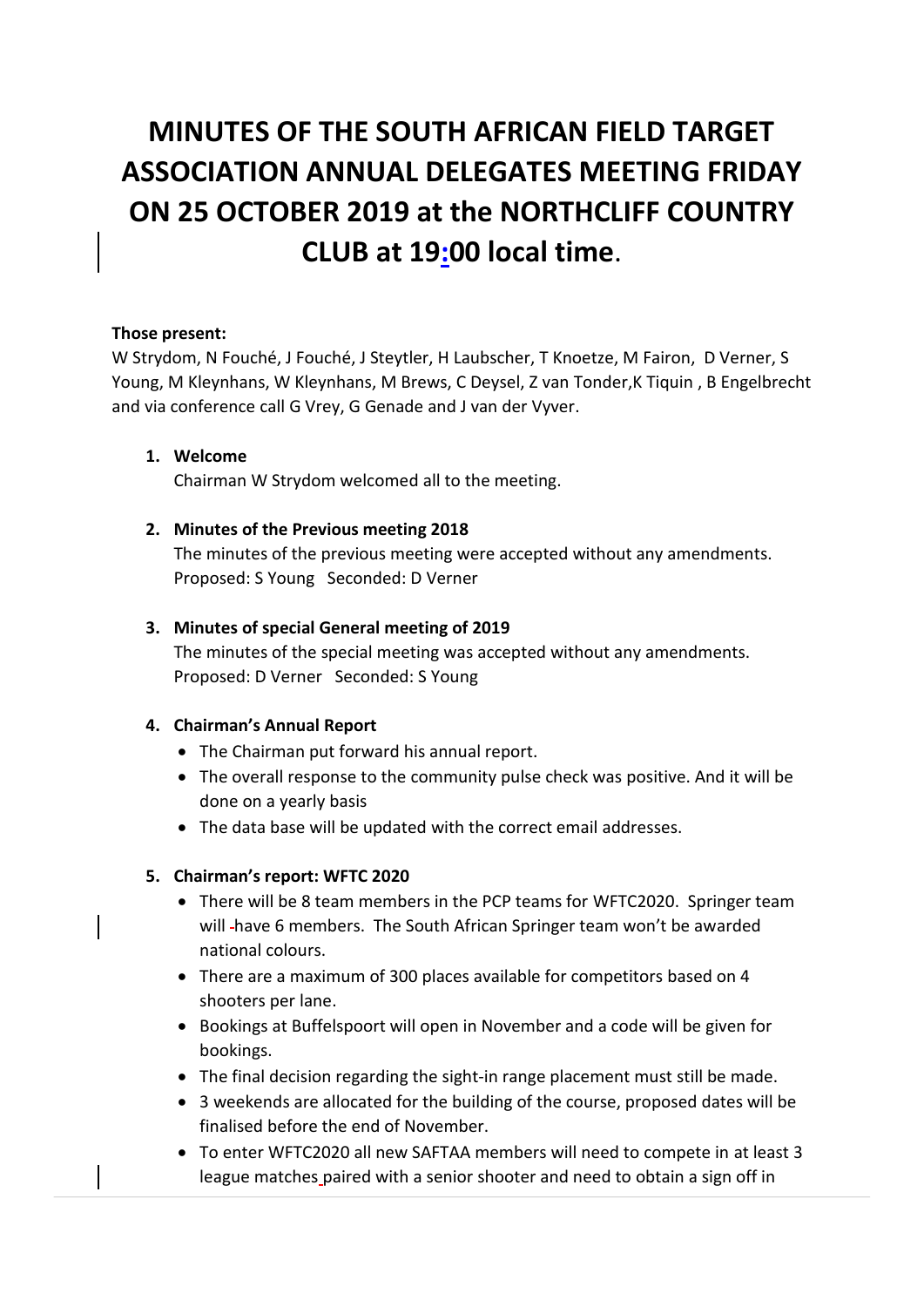# MINUTES OF THE SOUTH AFRICAN FIELD TARGET ASSOCIATION ANNUAL DELEGATES MEETING FRIDAY ON 25 OCTOBER 2019 at the NORTHCLIFF COUNTRY CLUB at 19:00 local time.

**Those present:**
W Strydom, N Fouché, J Fouché, J Steytler, H Laubscher, T Knoetze, M Fairon, D Verner, S Young, M Kleynhans, W Kleynhans, M Brews, C Deysel, Z van Tonder, K Tiquin , B Engelbrecht and via conference call G Vrey, G Genade and J van der Vyver.

1. **Welcome**
   Chairman W Strydom welcomed all to the meeting.

2. **Minutes of the Previous meeting 2018**
   The minutes of the previous meeting were accepted without any amendments.
   Proposed: S Young Seconded: D Verner

3. **Minutes of special General meeting of 2019**
   The minutes of the special meeting was accepted without any amendments.
   Proposed: D Verner Seconded: S Young

4. **Chairman's Annual Report**
   - The Chairman put forward his annual report.
   - The overall response to the community pulse check was positive. And it will be done on a yearly basis
   - The data base will be updated with the correct email addresses.

5. **Chairman's report: WFTC 2020**
   - There will be 8 team members in the PCP teams for WFTC2020. Springer team will have 6 members. The South African Springer team won't be awarded national colours.
   - There are a maximum of 300 places available for competitors based on 4 shooters per lane.
   - Bookings at Buffelspoort will open in November and a code will be given for bookings.
   - The final decision regarding the sight-in range placement must still be made.
   - 3 weekends are allocated for the building of the course, proposed dates will be finalised before the end of November.
   - To enter WFTC2020 all new SAFTAA members will need to compete in at least 3 league matches paired with a senior shooter and need to obtain a sign off in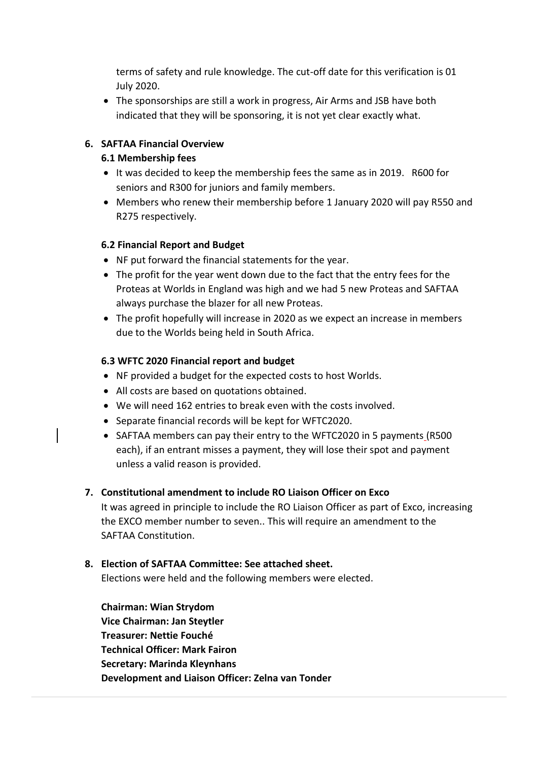terms of safety and rule knowledge. The cut-off date for this verification is 01 July 2020.

- The sponsorships are still a work in progress, Air Arms and JSB have both indicated that they will be sponsoring, it is not yet clear exactly what.

**6. SAFTAA Financial Overview**

**6.1 Membership fees**

- It was decided to keep the membership fees the same as in 2019. R600 for seniors and R300 for juniors and family members.
- Members who renew their membership before 1 January 2020 will pay R550 and R275 respectively.

**6.2 Financial Report and Budget**

- NF put forward the financial statements for the year.
- The profit for the year went down due to the fact that the entry fees for the Proteas at Worlds in England was high and we had 5 new Proteas and SAFTAA always purchase the blazer for all new Proteas.
- The profit hopefully will increase in 2020 as we expect an increase in members due to the Worlds being held in South Africa.

**6.3 WFTC 2020 Financial report and budget**

- NF provided a budget for the expected costs to host Worlds.
- All costs are based on quotations obtained.
- We will need 162 entries to break even with the costs involved.
- Separate financial records will be kept for WFTC2020.
- SAFTAA members can pay their entry to the WFTC2020 in 5 payments (R500 each), if an entrant misses a payment, they will lose their spot and payment unless a valid reason is provided.

**7. Constitutional amendment to include RO Liaison Officer on Exco**

It was agreed in principle to include the RO Liaison Officer as part of Exco, increasing the EXCO member number to seven.. This will require an amendment to the SAFTAA Constitution.

**8. Election of SAFTAA Committee: See attached sheet.**

Elections were held and the following members were elected.

**Chairman: Wian Strydom**
**Vice Chairman: Jan Steytler**
**Treasurer: Nettie Fouché**
**Technical Officer: Mark Fairon**
**Secretary: Marinda Kleynhans**
**Development and Liaison Officer: Zelna van Tonder**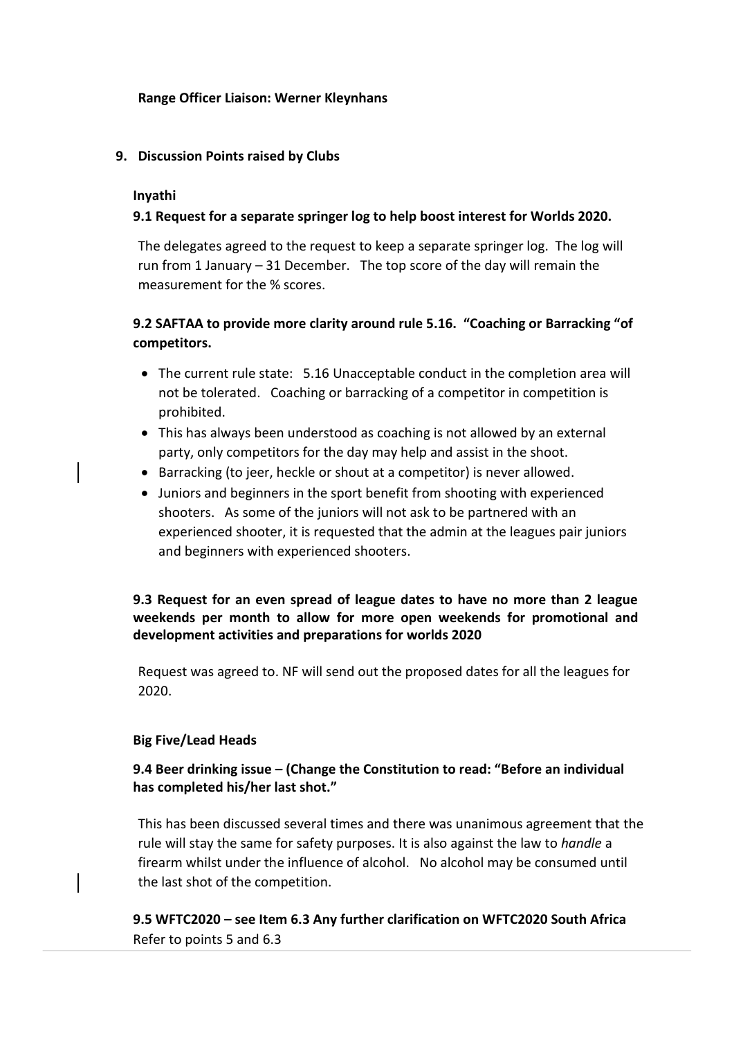**Range Officer Liaison: Werner Kleynhans**

## 9. Discussion Points raised by Clubs

**Inyathi**

**9.1 Request for a separate springer log to help boost interest for Worlds 2020.**

The delegates agreed to the request to keep a separate springer log. The log will run from 1 January – 31 December. The top score of the day will remain the measurement for the % scores.

**9.2 SAFTAA to provide more clarity around rule 5.16. "Coaching or Barracking "of competitors.**

- The current rule state: 5.16 Unacceptable conduct in the completion area will not be tolerated. Coaching or barracking of a competitor in competition is prohibited.
- This has always been understood as coaching is not allowed by an external party, only competitors for the day may help and assist in the shoot.
- Barracking (to jeer, heckle or shout at a competitor) is never allowed.
- Juniors and beginners in the sport benefit from shooting with experienced shooters. As some of the juniors will not ask to be partnered with an experienced shooter, it is requested that the admin at the leagues pair juniors and beginners with experienced shooters.

**9.3 Request for an even spread of league dates to have no more than 2 league weekends per month to allow for more open weekends for promotional and development activities and preparations for worlds 2020**

Request was agreed to. NF will send out the proposed dates for all the leagues for 2020.

**Big Five/Lead Heads**

**9.4 Beer drinking issue – (Change the Constitution to read: "Before an individual has completed his/her last shot."**

This has been discussed several times and there was unanimous agreement that the rule will stay the same for safety purposes. It is also against the law to *handle* a firearm whilst under the influence of alcohol. No alcohol may be consumed until the last shot of the competition.

**9.5 WFTC2020 – see Item 6.3 Any further clarification on WFTC2020 South Africa**
Refer to points 5 and 6.3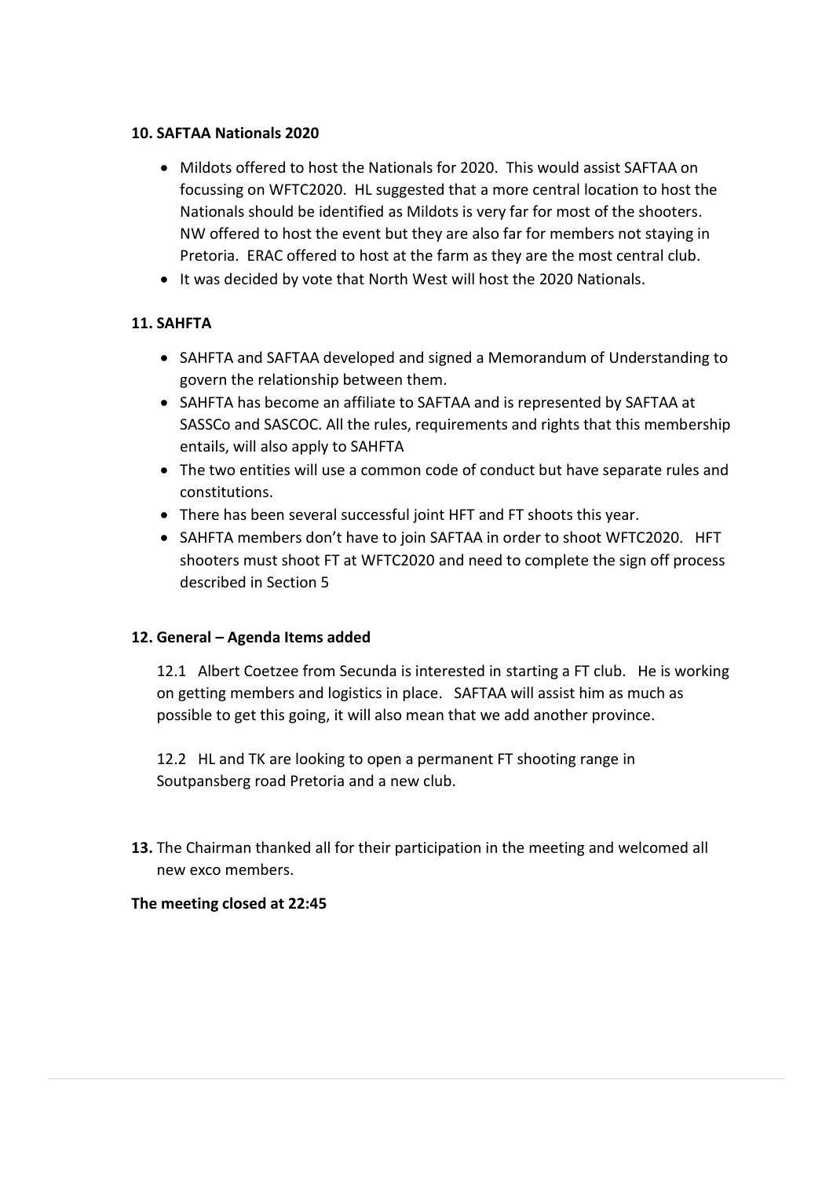**10. SAFTAA Nationals 2020**

- Mildots offered to host the Nationals for 2020. This would assist SAFTAA on focussing on WFTC2020. HL suggested that a more central location to host the Nationals should be identified as Mildots is very far for most of the shooters. NW offered to host the event but they are also far for members not staying in Pretoria. ERAC offered to host at the farm as they are the most central club.
- It was decided by vote that North West will host the 2020 Nationals.

**11. SAHFTA**

- SAHFTA and SAFTAA developed and signed a Memorandum of Understanding to govern the relationship between them.
- SAHFTA has become an affiliate to SAFTAA and is represented by SAFTAA at SASSCo and SASCOC. All the rules, requirements and rights that this membership entails, will also apply to SAHFTA
- The two entities will use a common code of conduct but have separate rules and constitutions.
- There has been several successful joint HFT and FT shoots this year.
- SAHFTA members don't have to join SAFTAA in order to shoot WFTC2020. HFT shooters must shoot FT at WFTC2020 and need to complete the sign off process described in Section 5

**12. General – Agenda Items added**

12.1 Albert Coetzee from Secunda is interested in starting a FT club. He is working on getting members and logistics in place. SAFTAA will assist him as much as possible to get this going, it will also mean that we add another province.

12.2 HL and TK are looking to open a permanent FT shooting range in Soutpansberg road Pretoria and a new club.

**13.** The Chairman thanked all for their participation in the meeting and welcomed all new exco members.

**The meeting closed at 22:45**